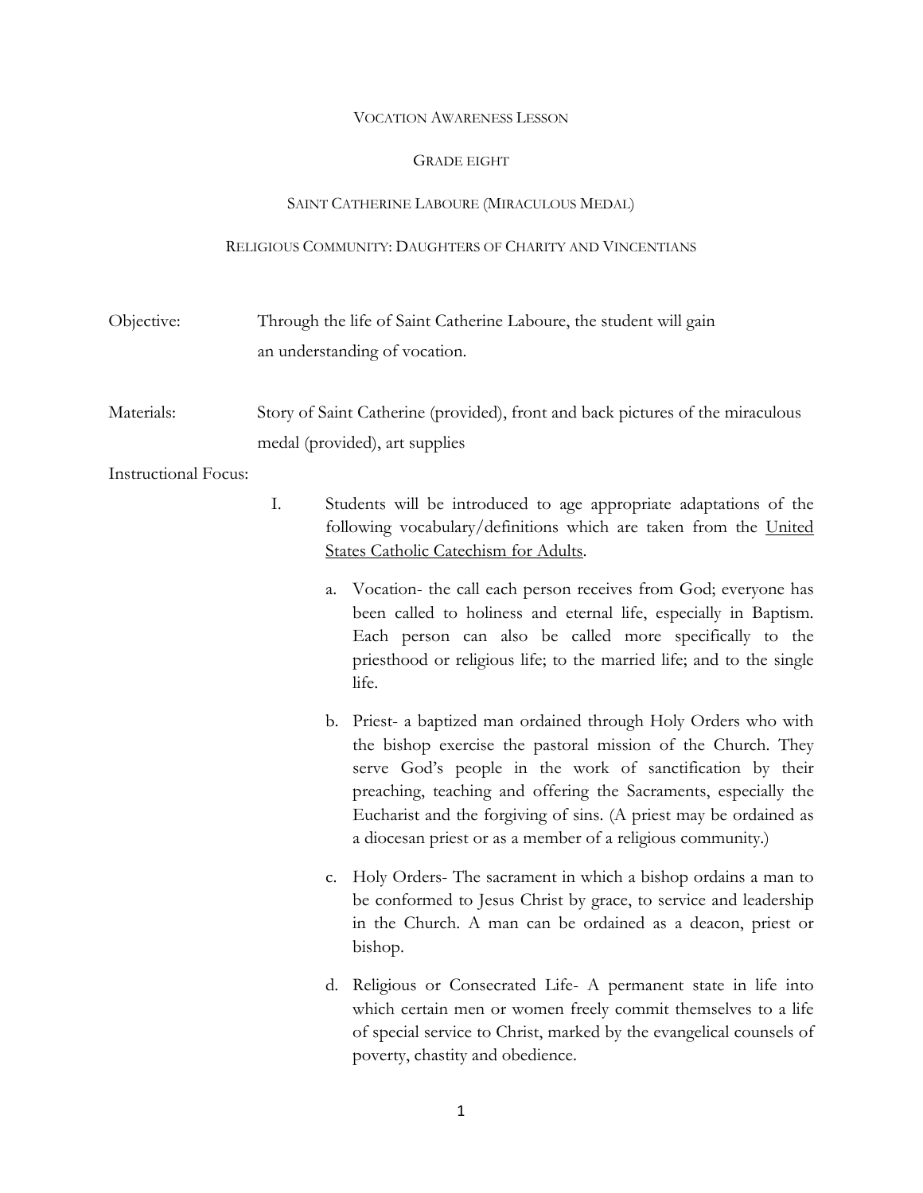# VOCATION AWARENESS LESSON

## GRADE EIGHT

## SAINT CATHERINE LABOURE (MIRACULOUS MEDAL)

## RELIGIOUS COMMUNITY: DAUGHTERS OF CHARITY AND VINCENTIANS

**Objective:** Through the life of Saint Catherine Laboure, the student will gain an understanding of vocation.

**Materials:** Story of Saint Catherine (provided), front and back pictures of the miraculous medal (provided), art supplies

**Instructional Focus:**

I. Students will be introduced to age appropriate adaptations of the following vocabulary/definitions which are taken from the United States Catholic Catechism for Adults.

   a. Vocation- the call each person receives from God; everyone has been called to holiness and eternal life, especially in Baptism. Each person can also be called more specifically to the priesthood or religious life; to the married life; and to the single life.

   b. Priest- a baptized man ordained through Holy Orders who with the bishop exercise the pastoral mission of the Church. They serve God's people in the work of sanctification by their preaching, teaching and offering the Sacraments, especially the Eucharist and the forgiving of sins. (A priest may be ordained as a diocesan priest or as a member of a religious community.)

   c. Holy Orders- The sacrament in which a bishop ordains a man to be conformed to Jesus Christ by grace, to service and leadership in the Church. A man can be ordained as a deacon, priest or bishop.

   d. Religious or Consecrated Life- A permanent state in life into which certain men or women freely commit themselves to a life of special service to Christ, marked by the evangelical counsels of poverty, chastity and obedience.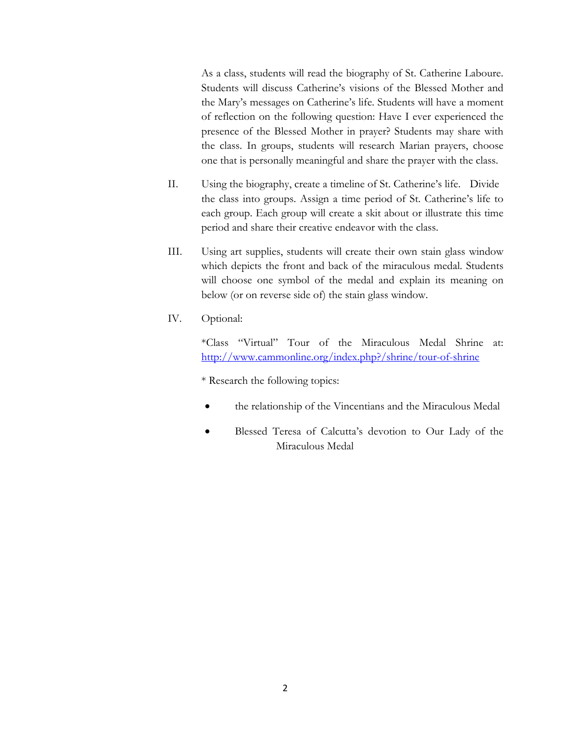As a class, students will read the biography of St. Catherine Laboure. Students will discuss Catherine's visions of the Blessed Mother and the Mary's messages on Catherine's life. Students will have a moment of reflection on the following question: Have I ever experienced the presence of the Blessed Mother in prayer? Students may share with the class. In groups, students will research Marian prayers, choose one that is personally meaningful and share the prayer with the class.

II. Using the biography, create a timeline of St. Catherine's life. Divide the class into groups. Assign a time period of St. Catherine's life to each group. Each group will create a skit about or illustrate this time period and share their creative endeavor with the class.

III. Using art supplies, students will create their own stain glass window which depicts the front and back of the miraculous medal. Students will choose one symbol of the medal and explain its meaning on below (or on reverse side of) the stain glass window.

IV. Optional:

*Class "Virtual" Tour of the Miraculous Medal Shrine at: [http://www.cammonline.org/index.php?/shrine/tour-of-shrine](http://www.cammonline.org/index.php?/shrine/tour-of-shrine)

* Research the following topics:

- the relationship of the Vincentians and the Miraculous Medal
- Blessed Teresa of Calcutta's devotion to Our Lady of the Miraculous Medal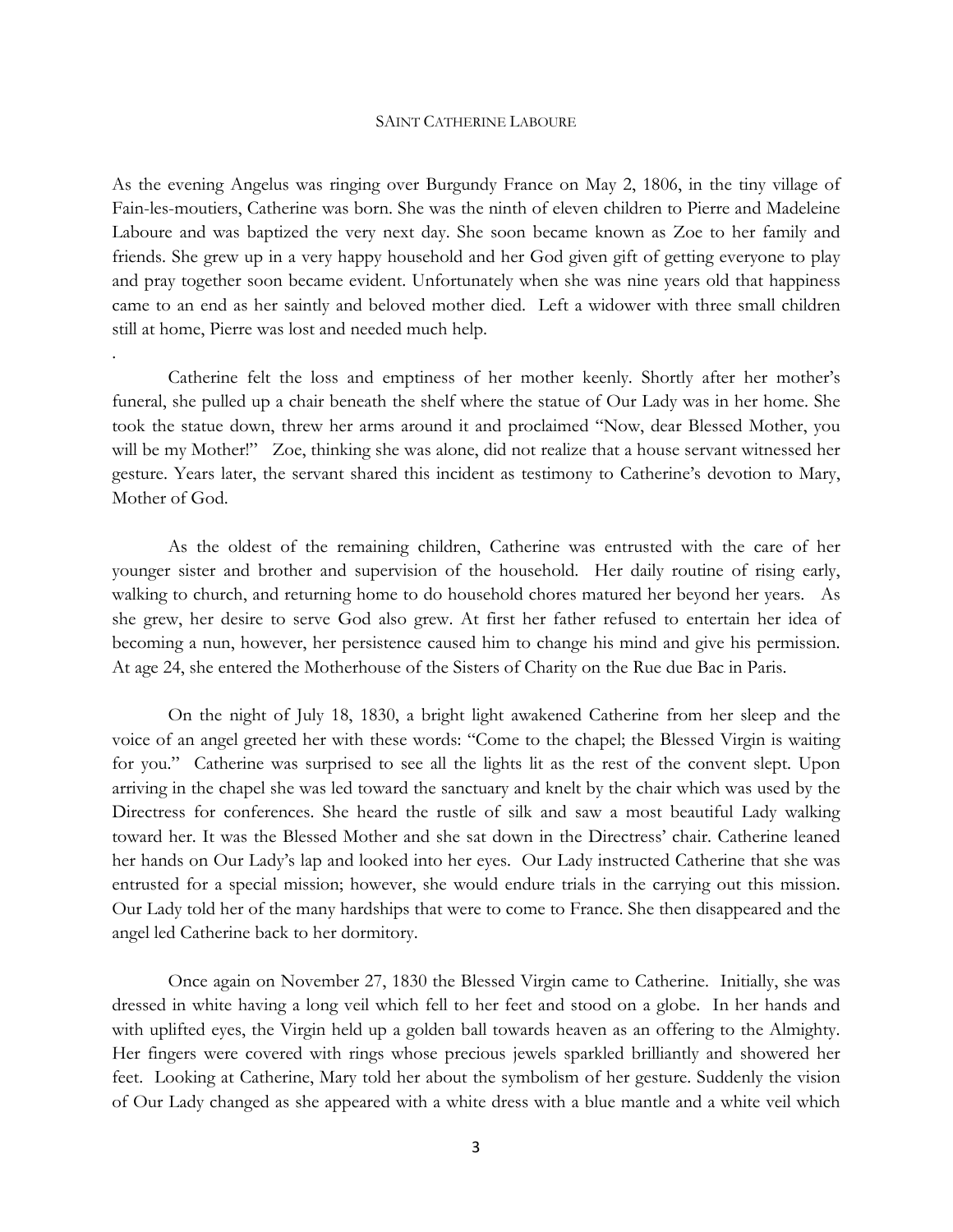# SAINT CATHERINE LABOURE

As the evening Angelus was ringing over Burgundy France on May 2, 1806, in the tiny village of Fain-les-moutiers, Catherine was born. She was the ninth of eleven children to Pierre and Madeleine Laboure and was baptized the very next day. She soon became known as Zoe to her family and friends. She grew up in a very happy household and her God given gift of getting everyone to play and pray together soon became evident. Unfortunately when she was nine years old that happiness came to an end as her saintly and beloved mother died. Left a widower with three small children still at home, Pierre was lost and needed much help.

.

Catherine felt the loss and emptiness of her mother keenly. Shortly after her mother's funeral, she pulled up a chair beneath the shelf where the statue of Our Lady was in her home. She took the statue down, threw her arms around it and proclaimed "Now, dear Blessed Mother, you will be my Mother!" Zoe, thinking she was alone, did not realize that a house servant witnessed her gesture. Years later, the servant shared this incident as testimony to Catherine's devotion to Mary, Mother of God.

As the oldest of the remaining children, Catherine was entrusted with the care of her younger sister and brother and supervision of the household. Her daily routine of rising early, walking to church, and returning home to do household chores matured her beyond her years. As she grew, her desire to serve God also grew. At first her father refused to entertain her idea of becoming a nun, however, her persistence caused him to change his mind and give his permission. At age 24, she entered the Motherhouse of the Sisters of Charity on the Rue due Bac in Paris.

On the night of July 18, 1830, a bright light awakened Catherine from her sleep and the voice of an angel greeted her with these words: "Come to the chapel; the Blessed Virgin is waiting for you." Catherine was surprised to see all the lights lit as the rest of the convent slept. Upon arriving in the chapel she was led toward the sanctuary and knelt by the chair which was used by the Directress for conferences. She heard the rustle of silk and saw a most beautiful Lady walking toward her. It was the Blessed Mother and she sat down in the Directress' chair. Catherine leaned her hands on Our Lady's lap and looked into her eyes. Our Lady instructed Catherine that she was entrusted for a special mission; however, she would endure trials in the carrying out this mission. Our Lady told her of the many hardships that were to come to France. She then disappeared and the angel led Catherine back to her dormitory.

Once again on November 27, 1830 the Blessed Virgin came to Catherine. Initially, she was dressed in white having a long veil which fell to her feet and stood on a globe. In her hands and with uplifted eyes, the Virgin held up a golden ball towards heaven as an offering to the Almighty. Her fingers were covered with rings whose precious jewels sparkled brilliantly and showered her feet. Looking at Catherine, Mary told her about the symbolism of her gesture. Suddenly the vision of Our Lady changed as she appeared with a white dress with a blue mantle and a white veil which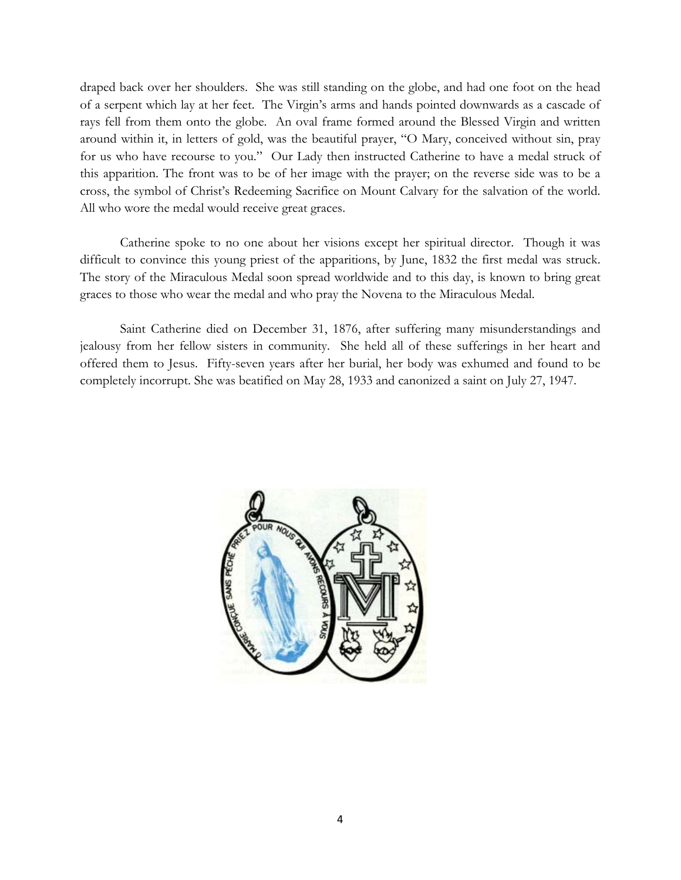draped back over her shoulders. She was still standing on the globe, and had one foot on the head of a serpent which lay at her feet. The Virgin's arms and hands pointed downwards as a cascade of rays fell from them onto the globe. An oval frame formed around the Blessed Virgin and written around within it, in letters of gold, was the beautiful prayer, "O Mary, conceived without sin, pray for us who have recourse to you." Our Lady then instructed Catherine to have a medal struck of this apparition. The front was to be of her image with the prayer; on the reverse side was to be a cross, the symbol of Christ's Redeeming Sacrifice on Mount Calvary for the salvation of the world. All who wore the medal would receive great graces.

Catherine spoke to no one about her visions except her spiritual director. Though it was difficult to convince this young priest of the apparitions, by June, 1832 the first medal was struck. The story of the Miraculous Medal soon spread worldwide and to this day, is known to bring great graces to those who wear the medal and who pray the Novena to the Miraculous Medal.

Saint Catherine died on December 31, 1876, after suffering many misunderstandings and jealousy from her fellow sisters in community. She held all of these sufferings in her heart and offered them to Jesus. Fifty-seven years after her burial, her body was exhumed and found to be completely incorrupt. She was beatified on May 28, 1933 and canonized a saint on July 27, 1947.